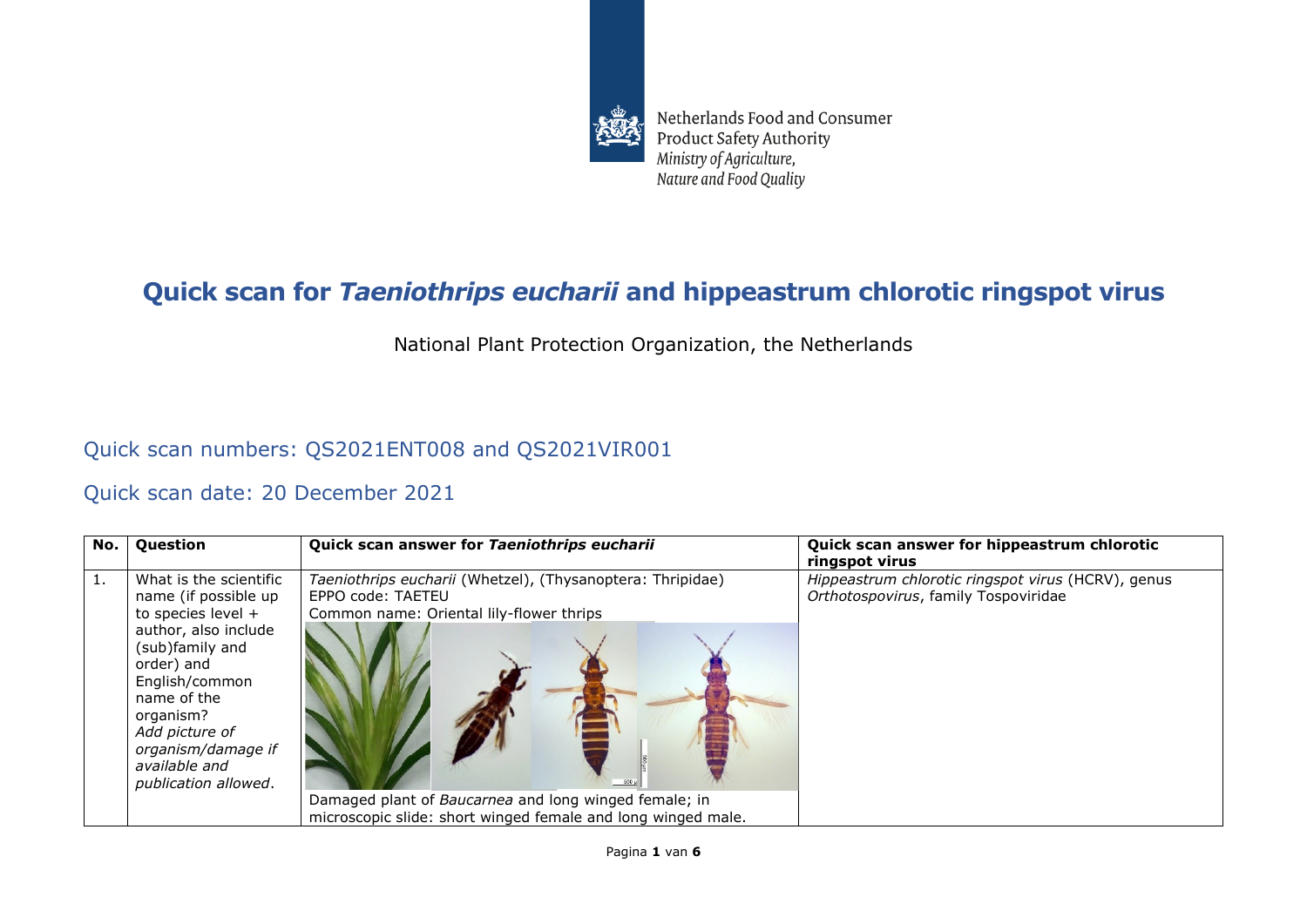Netherlands Food and Consumer Product Safety Authority
*Ministry of Agriculture, Nature and Food Quality*

# Quick scan for *Taeniothrips eucharii* and hippeastrum chlorotic ringspot virus

National Plant Protection Organization, the Netherlands

## Quick scan numbers: QS2021ENT008 and QS2021VIR001

## Quick scan date: 20 December 2021

| No. | Question | Quick scan answer for *Taeniothrips eucharii* | Quick scan answer for hippeastrum chlorotic ringspot virus |
|---|---|---|---|
| 1. | What is the scientific name (if possible up to species level + author, also include (sub)family and order) and English/common name of the organism? *Add picture of organism/damage if available and publication allowed*. | *Taeniothrips eucharii* (Whetzel), (Thysanoptera: Thripidae)<br>EPPO code: TAETEU<br>Common name: Oriental lily-flower thrips<br>Damaged plant of *Baucarnea* and long winged female; in microscopic slide: short winged female and long winged male. | *Hippeastrum chlorotic ringspot virus* (HCRV), genus *Orthotospovirus*, family Tospoviridae |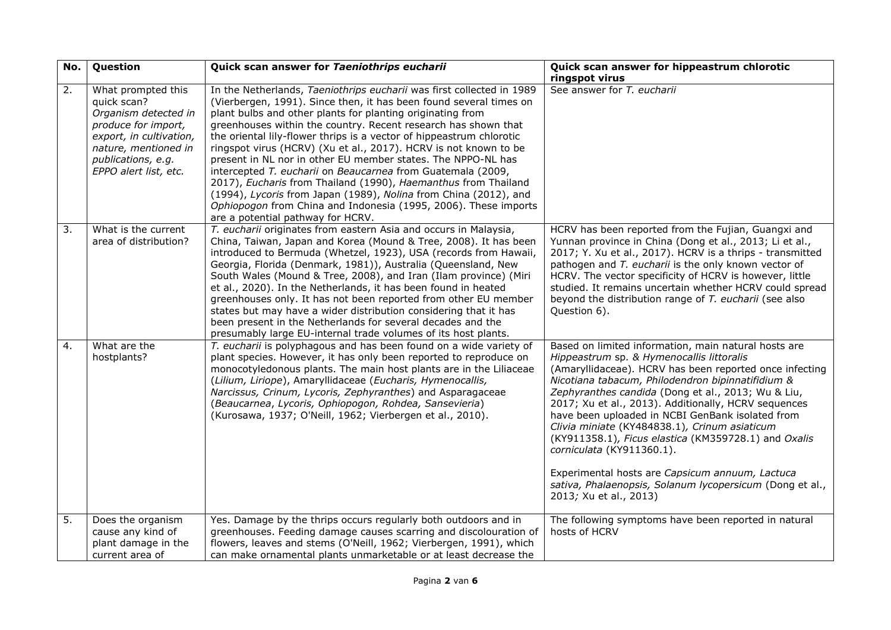| No. | Question | Quick scan answer for *Taeniothrips eucharii* | Quick scan answer for hippeastrum chlorotic ringspot virus |
|---|---|---|---|
| 2. | What prompted this quick scan? *Organism detected in produce for import, export, in cultivation, nature, mentioned in publications, e.g. EPPO alert list, etc.* | In the Netherlands, *Taeniothrips eucharii* was first collected in 1989 (Vierbergen, 1991). Since then, it has been found several times on plant bulbs and other plants for planting originating from greenhouses within the country. Recent research has shown that the oriental lily-flower thrips is a vector of hippeastrum chlorotic ringspot virus (HCRV) (Xu et al., 2017). HCRV is not known to be present in NL nor in other EU member states. The NPPO-NL has intercepted *T. eucharii* on *Beaucarnea* from Guatemala (2009, 2017), *Eucharis* from Thailand (1990), *Haemanthus* from Thailand (1994), *Lycoris* from Japan (1989), *Nolina* from China (2012), and *Ophiopogon* from China and Indonesia (1995, 2006). These imports are a potential pathway for HCRV. | See answer for *T. eucharii* |
| 3. | What is the current area of distribution? | *T. eucharii* originates from eastern Asia and occurs in Malaysia, China, Taiwan, Japan and Korea (Mound & Tree, 2008). It has been introduced to Bermuda (Whetzel, 1923), USA (records from Hawaii, Georgia, Florida (Denmark, 1981)), Australia (Queensland, New South Wales (Mound & Tree, 2008), and Iran (Ilam province) (Miri et al., 2020). In the Netherlands, it has been found in heated greenhouses only. It has not been reported from other EU member states but may have a wider distribution considering that it has been present in the Netherlands for several decades and the presumably large EU-internal trade volumes of its host plants. | HCRV has been reported from the Fujian, Guangxi and Yunnan province in China (Dong et al., 2013; Li et al., 2017; Y. Xu et al., 2017). HCRV is a thrips - transmitted pathogen and *T. eucharii* is the only known vector of HCRV. The vector specificity of HCRV is however, little studied. It remains uncertain whether HCRV could spread beyond the distribution range of *T. eucharii* (see also Question 6). |
| 4. | What are the hostplants? | *T. eucharii* is polyphagous and has been found on a wide variety of plant species. However, it has only been reported to reproduce on monocotyledonous plants. The main host plants are in the Liliaceae (*Lilium, Liriope*), Amaryllidaceae (*Eucharis, Hymenocallis, Narcissus, Crinum, Lycoris, Zephyranthes*) and Asparagaceae (*Beaucarnea*, *Lycoris, Ophiopogon, Rohdea, Sansevieria*) (Kurosawa, 1937; O'Neill, 1962; Vierbergen et al., 2010). | Based on limited information, main natural hosts are *Hippeastrum* sp. & *Hymenocallis littoralis* (Amaryllidaceae). HCRV has been reported once infecting *Nicotiana tabacum, Philodendron bipinnatifidium* & *Zephyranthes candida* (Dong et al., 2013; Wu & Liu, 2017; Xu et al., 2013). Additionally, HCRV sequences have been uploaded in NCBI GenBank isolated from *Clivia miniate* (KY484838.1)*, Crinum asiaticum* (KY911358.1)*, Ficus elastica* (KM359728.1) and *Oxalis corniculata* (KY911360.1).<br><br>Experimental hosts are *Capsicum annuum, Lactuca sativa, Phalaenopsis, Solanum lycopersicum* (Dong et al., 2013*;* Xu et al., 2013) |
| 5. | Does the organism cause any kind of plant damage in the current area of | Yes. Damage by the thrips occurs regularly both outdoors and in greenhouses. Feeding damage causes scarring and discolouration of flowers, leaves and stems (O'Neill, 1962; Vierbergen, 1991), which can make ornamental plants unmarketable or at least decrease the | The following symptoms have been reported in natural hosts of HCRV |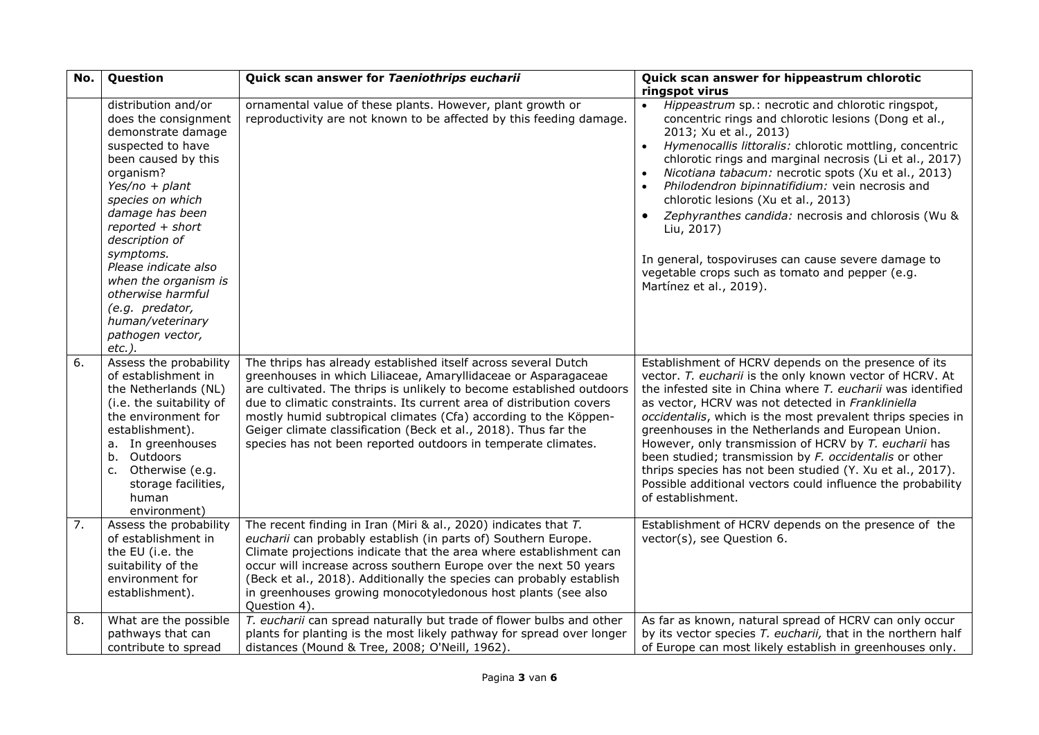| No. | Question | Quick scan answer for *Taeniothrips eucharii* | Quick scan answer for hippeastrum chlorotic ringspot virus |
|---|---|---|---|
| | distribution and/or does the consignment demonstrate damage suspected to have been caused by this organism? *Yes/no + plant species on which damage has been reported + short description of symptoms. Please indicate also when the organism is otherwise harmful (e.g. predator, human/veterinary pathogen vector, etc.).* | ornamental value of these plants. However, plant growth or reproductivity are not known to be affected by this feeding damage. | • *Hippeastrum* sp.: necrotic and chlorotic ringspot, concentric rings and chlorotic lesions (Dong et al., 2013; Xu et al., 2013)<br>• *Hymenocallis littoralis:* chlorotic mottling, concentric chlorotic rings and marginal necrosis (Li et al., 2017)<br>• *Nicotiana tabacum:* necrotic spots (Xu et al., 2013)<br>• *Philodendron bipinnatifidium:* vein necrosis and chlorotic lesions (Xu et al., 2013)<br>• *Zephyranthes candida:* necrosis and chlorosis (Wu & Liu, 2017)<br><br>In general, tospoviruses can cause severe damage to vegetable crops such as tomato and pepper (e.g. Martínez et al., 2019). |
| 6. | Assess the probability of establishment in the Netherlands (NL) (i.e. the suitability of the environment for establishment).<br>a. In greenhouses<br>b. Outdoors<br>c. Otherwise (e.g. storage facilities, human environment) | The thrips has already established itself across several Dutch greenhouses in which Liliaceae, Amaryllidaceae or Asparagaceae are cultivated. The thrips is unlikely to become established outdoors due to climatic constraints. Its current area of distribution covers mostly humid subtropical climates (Cfa) according to the Köppen-Geiger climate classification (Beck et al., 2018). Thus far the species has not been reported outdoors in temperate climates. | Establishment of HCRV depends on the presence of its vector. *T. eucharii* is the only known vector of HCRV. At the infested site in China where *T. eucharii* was identified as vector, HCRV was not detected in *Frankliniella occidentalis*, which is the most prevalent thrips species in greenhouses in the Netherlands and European Union. However, only transmission of HCRV by *T. eucharii* has been studied; transmission by *F. occidentalis* or other thrips species has not been studied (Y. Xu et al., 2017). Possible additional vectors could influence the probability of establishment. |
| 7. | Assess the probability of establishment in the EU (i.e. the suitability of the environment for establishment). | The recent finding in Iran (Miri & al., 2020) indicates that *T. eucharii* can probably establish (in parts of) Southern Europe. Climate projections indicate that the area where establishment can occur will increase across southern Europe over the next 50 years (Beck et al., 2018). Additionally the species can probably establish in greenhouses growing monocotyledonous host plants (see also Question 4). | Establishment of HCRV depends on the presence of the vector(s), see Question 6. |
| 8. | What are the possible pathways that can contribute to spread | *T. eucharii* can spread naturally but trade of flower bulbs and other plants for planting is the most likely pathway for spread over longer distances (Mound & Tree, 2008; O'Neill, 1962). | As far as known, natural spread of HCRV can only occur by its vector species *T. eucharii,* that in the northern half of Europe can most likely establish in greenhouses only. |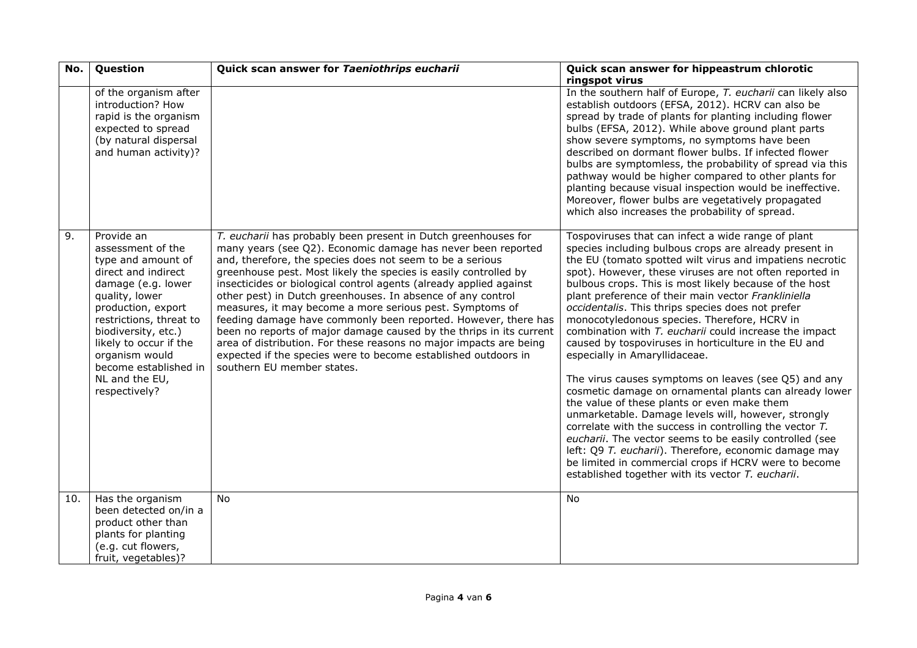| No. | Question | Quick scan answer for *Taeniothrips eucharii* | Quick scan answer for hippeastrum chlorotic ringspot virus |
|---|---|---|---|
| | of the organism after introduction? How rapid is the organism expected to spread (by natural dispersal and human activity)? | | In the southern half of Europe, *T. eucharii* can likely also establish outdoors (EFSA, 2012). HCRV can also be spread by trade of plants for planting including flower bulbs (EFSA, 2012). While above ground plant parts show severe symptoms, no symptoms have been described on dormant flower bulbs. If infected flower bulbs are symptomless, the probability of spread via this pathway would be higher compared to other plants for planting because visual inspection would be ineffective. Moreover, flower bulbs are vegetatively propagated which also increases the probability of spread. |
| 9. | Provide an assessment of the type and amount of direct and indirect damage (e.g. lower quality, lower production, export restrictions, threat to biodiversity, etc.) likely to occur if the organism would become established in NL and the EU, respectively? | *T. eucharii* has probably been present in Dutch greenhouses for many years (see Q2). Economic damage has never been reported and, therefore, the species does not seem to be a serious greenhouse pest. Most likely the species is easily controlled by insecticides or biological control agents (already applied against other pest) in Dutch greenhouses. In absence of any control measures, it may become a more serious pest. Symptoms of feeding damage have commonly been reported. However, there has been no reports of major damage caused by the thrips in its current area of distribution. For these reasons no major impacts are being expected if the species were to become established outdoors in southern EU member states. | Tospoviruses that can infect a wide range of plant species including bulbous crops are already present in the EU (tomato spotted wilt virus and impatiens necrotic spot). However, these viruses are not often reported in bulbous crops. This is most likely because of the host plant preference of their main vector *Frankliniella occidentalis*. This thrips species does not prefer monocotyledonous species. Therefore, HCRV in combination with *T. eucharii* could increase the impact caused by tospoviruses in horticulture in the EU and especially in Amaryllidaceae.<br><br>The virus causes symptoms on leaves (see Q5) and any cosmetic damage on ornamental plants can already lower the value of these plants or even make them unmarketable. Damage levels will, however, strongly correlate with the success in controlling the vector *T. eucharii*. The vector seems to be easily controlled (see left: Q9 *T. eucharii*). Therefore, economic damage may be limited in commercial crops if HCRV were to become established together with its vector *T. eucharii*. |
| 10. | Has the organism been detected on/in a product other than plants for planting (e.g. cut flowers, fruit, vegetables)? | No | No |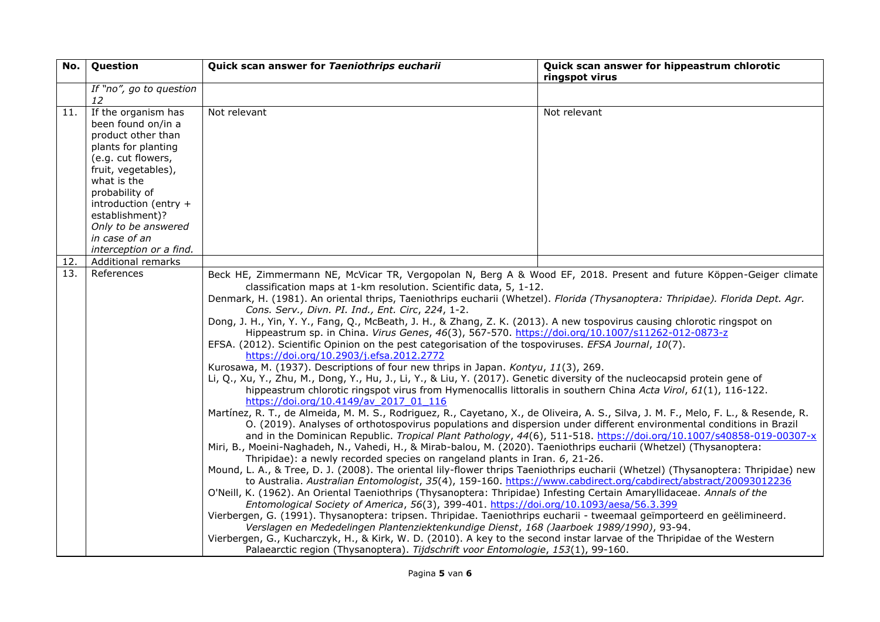| No. | Question | Quick scan answer for *Taeniothrips eucharii* | Quick scan answer for hippeastrum chlorotic ringspot virus |
|---|---|---|---|
| | *If "no", go to question 12* | | |
| 11. | If the organism has been found on/in a product other than plants for planting (e.g. cut flowers, fruit, vegetables), what is the probability of introduction (entry + establishment)? *Only to be answered in case of an interception or a find.* | Not relevant | Not relevant |
| 12. | Additional remarks | | |
| 13. | References | Beck HE, Zimmermann NE, McVicar TR, Vergopolan N, Berg A & Wood EF, 2018. Present and future Köppen-Geiger climate classification maps at 1-km resolution. Scientific data, 5, 1-12.<br>Denmark, H. (1981). An oriental thrips, Taeniothrips eucharii (Whetzel). *Florida (Thysanoptera: Thripidae). Florida Dept. Agr. Cons. Serv., Divn. PI. Ind., Ent. Circ*, *224*, 1-2.<br>Dong, J. H., Yin, Y. Y., Fang, Q., McBeath, J. H., & Zhang, Z. K. (2013). A new tospovirus causing chlorotic ringspot on Hippeastrum sp. in China. *Virus Genes*, *46*(3), 567-570. https://doi.org/10.1007/s11262-012-0873-z<br>EFSA. (2012). Scientific Opinion on the pest categorisation of the tospoviruses. *EFSA Journal*, *10*(7). https://doi.org/10.2903/j.efsa.2012.2772<br>Kurosawa, M. (1937). Descriptions of four new thrips in Japan. *Kontyu*, *11*(3), 269.<br>Li, Q., Xu, Y., Zhu, M., Dong, Y., Hu, J., Li, Y., & Liu, Y. (2017). Genetic diversity of the nucleocapsid protein gene of hippeastrum chlorotic ringspot virus from Hymenocallis littoralis in southern China *Acta Virol*, *61*(1), 116-122. https://doi.org/10.4149/av_2017_01_116<br>Martínez, R. T., de Almeida, M. M. S., Rodriguez, R., Cayetano, X., de Oliveira, A. S., Silva, J. M. F., Melo, F. L., & Resende, R. O. (2019). Analyses of orthotospovirus populations and dispersion under different environmental conditions in Brazil and in the Dominican Republic. *Tropical Plant Pathology*, *44*(6), 511-518. https://doi.org/10.1007/s40858-019-00307-x<br>Miri, B., Moeini-Naghadeh, N., Vahedi, H., & Mirab-balou, M. (2020). Taeniothrips eucharii (Whetzel) (Thysanoptera: Thripidae): a newly recorded species on rangeland plants in Iran. *6*, 21-26.<br>Mound, L. A., & Tree, D. J. (2008). The oriental lily-flower thrips Taeniothrips eucharii (Whetzel) (Thysanoptera: Thripidae) new to Australia. *Australian Entomologist*, *35*(4), 159-160. https://www.cabdirect.org/cabdirect/abstract/20093012236<br>O'Neill, K. (1962). An Oriental Taeniothrips (Thysanoptera: Thripidae) Infesting Certain Amaryllidaceae. *Annals of the Entomological Society of America*, *56*(3), 399-401. https://doi.org/10.1093/aesa/56.3.399<br>Vierbergen, G. (1991). Thysanoptera: tripsen. Thripidae. Taeniothrips eucharii - tweemaal geïmporteerd en geëlimineerd. *Verslagen en Mededelingen Plantenziektenkundige Dienst*, *168 (Jaarboek 1989/1990)*, 93-94.<br>Vierbergen, G., Kucharczyk, H., & Kirk, W. D. (2010). A key to the second instar larvae of the Thripidae of the Western Palaearctic region (Thysanoptera). *Tijdschrift voor Entomologie*, *153*(1), 99-160. | |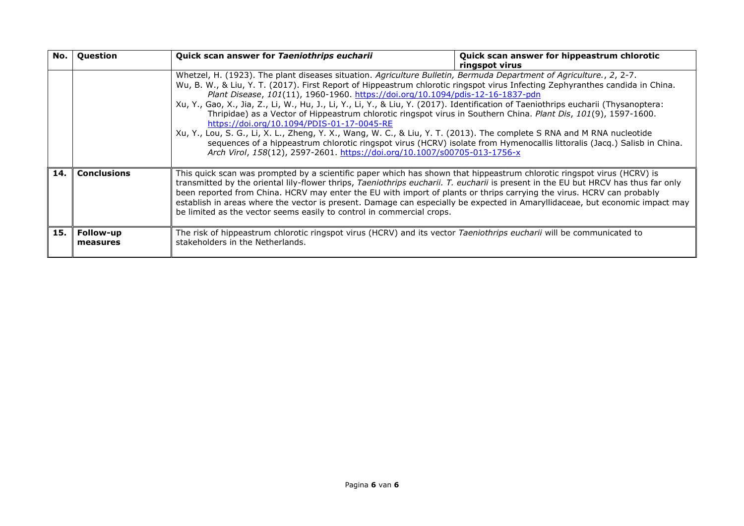| No. | Question | Quick scan answer for *Taeniothrips eucharii* | Quick scan answer for hippeastrum chlorotic ringspot virus |
|---|---|---|---|
| | | Whetzel, H. (1923). The plant diseases situation. *Agriculture Bulletin, Bermuda Department of Agriculture.*, *2*, 2-7.<br>Wu, B. W., & Liu, Y. T. (2017). First Report of Hippeastrum chlorotic ringspot virus Infecting Zephyranthes candida in China. *Plant Disease*, *101*(11), 1960-1960. https://doi.org/10.1094/pdis-12-16-1837-pdn<br>Xu, Y., Gao, X., Jia, Z., Li, W., Hu, J., Li, Y., Li, Y., & Liu, Y. (2017). Identification of Taeniothrips eucharii (Thysanoptera: Thripidae) as a Vector of Hippeastrum chlorotic ringspot virus in Southern China. *Plant Dis*, *101*(9), 1597-1600. https://doi.org/10.1094/PDIS-01-17-0045-RE<br>Xu, Y., Lou, S. G., Li, X. L., Zheng, Y. X., Wang, W. C., & Liu, Y. T. (2013). The complete S RNA and M RNA nucleotide sequences of a hippeastrum chlorotic ringspot virus (HCRV) isolate from Hymenocallis littoralis (Jacq.) Salisb in China. *Arch Virol*, *158*(12), 2597-2601. https://doi.org/10.1007/s00705-013-1756-x | |
| **14.** | **Conclusions** | This quick scan was prompted by a scientific paper which has shown that hippeastrum chlorotic ringspot virus (HCRV) is transmitted by the oriental lily-flower thrips, *Taeniothrips eucharii. T. eucharii* is present in the EU but HRCV has thus far only been reported from China. HCRV may enter the EU with import of plants or thrips carrying the virus. HCRV can probably establish in areas where the vector is present. Damage can especially be expected in Amaryllidaceae, but economic impact may be limited as the vector seems easily to control in commercial crops. | |
| **15.** | **Follow-up measures** | The risk of hippeastrum chlorotic ringspot virus (HCRV) and its vector *Taeniothrips eucharii* will be communicated to stakeholders in the Netherlands. | |